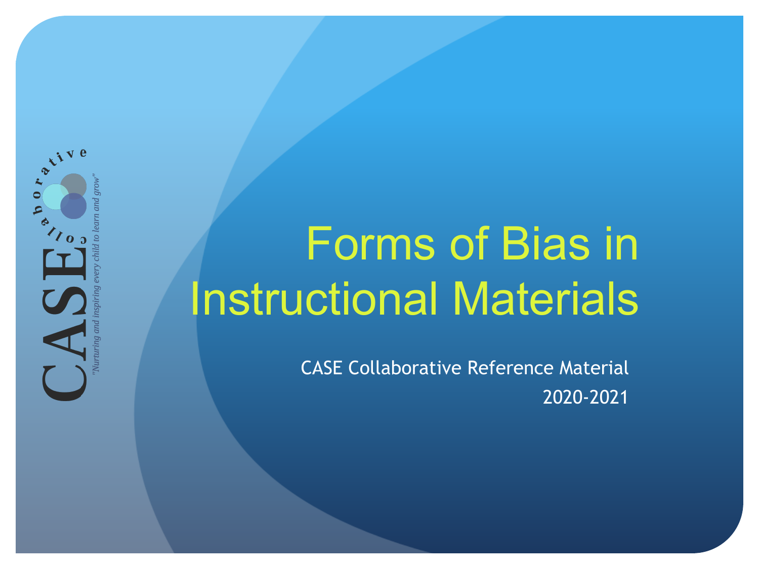# Forms of Bias in Instructional Materials

CASE Collaborative Reference Material

2020-2021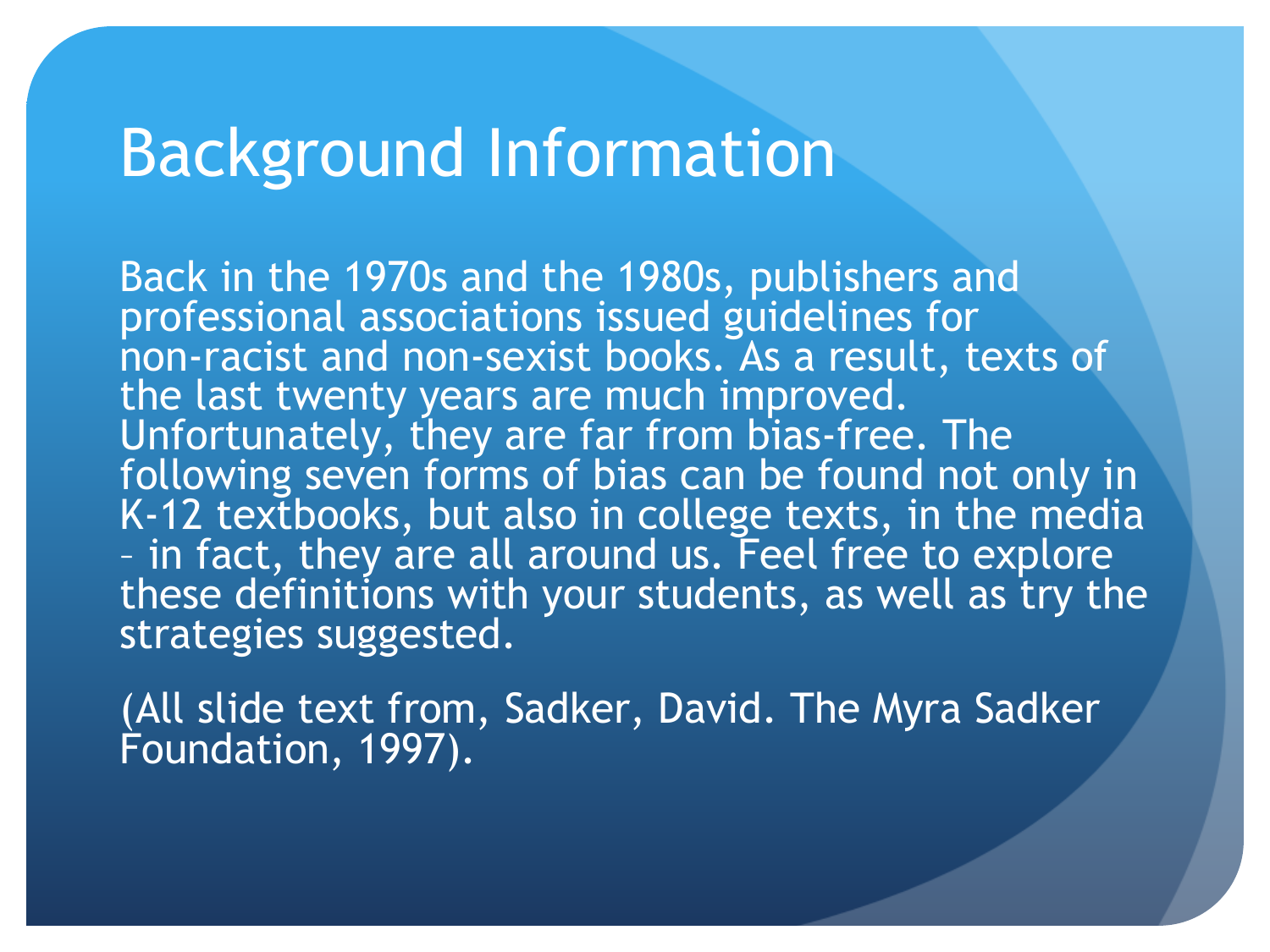# Background Information

Back in the 1970s and the 1980s, publishers and professional associations issued guidelines for non-racist and non-sexist books. As a result, texts of the last twenty years are much improved. Unfortunately, they are far from bias-free. The following seven forms of bias can be found not only in K-12 textbooks, but also in college texts, in the media – in fact, they are all around us. Feel free to explore these definitions with your students, as well as try the strategies suggested.

(All slide text from, Sadker, David. The Myra Sadker Foundation, 1997).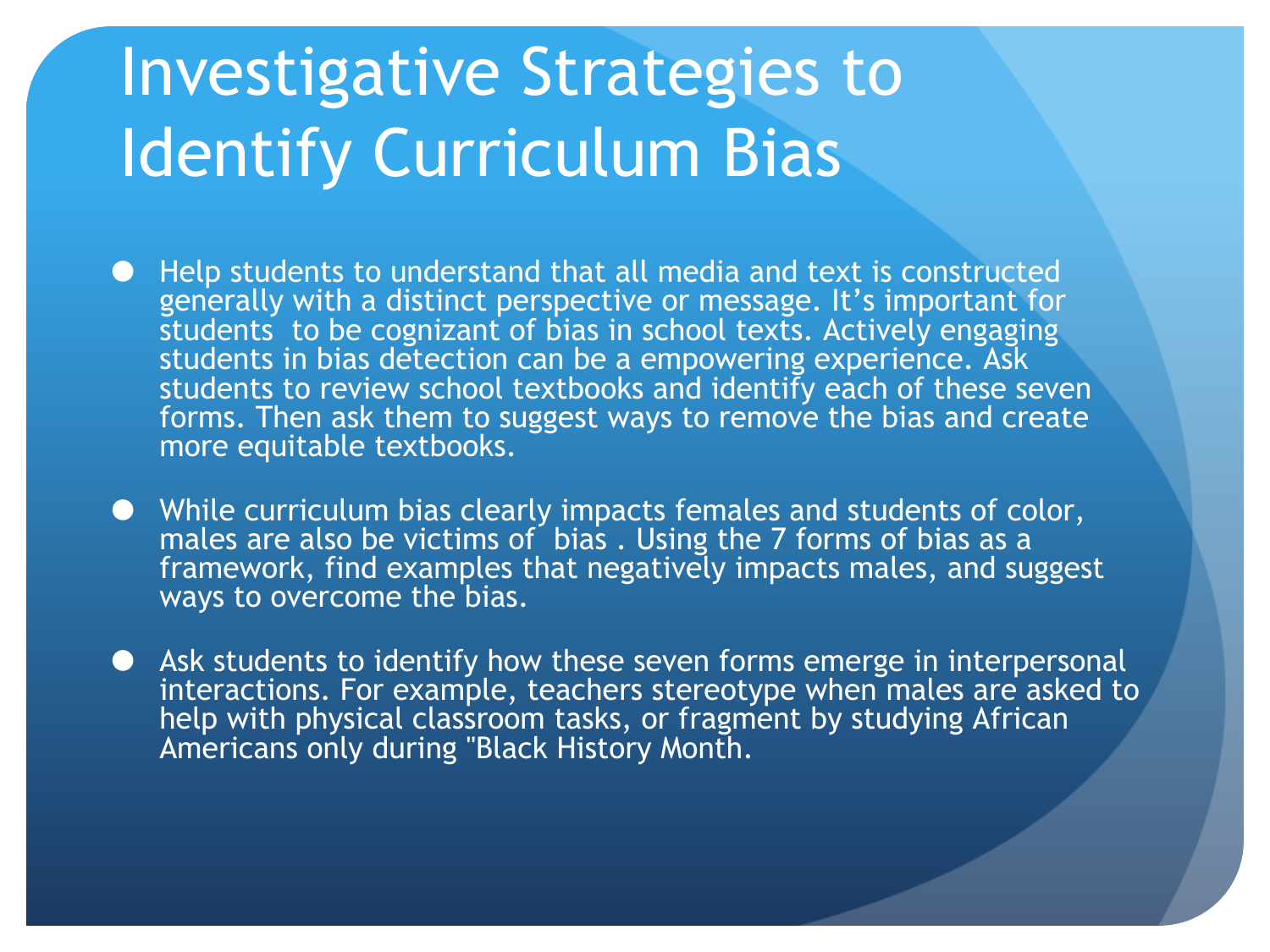# Investigative Strategies to Identify Curriculum Bias

- Help students to understand that all media and text is constructed generally with a distinct perspective or message. It's important for students to be cognizant of bias in school texts. Actively engaging students in bias detection can be a empowering experience. Ask students to review school textbooks and identify each of these seven forms. Then ask them to suggest ways to remove the bias and create more equitable textbooks.
- While curriculum bias clearly impacts females and students of color, males are also be victims of bias . Using the 7 forms of bias as a framework, find examples that negatively impacts males, and suggest ways to overcome the bias.
- Ask students to identify how these seven forms emerge in interpersonal interactions. For example, teachers stereotype when males are asked to help with physical classroom tasks, or fragment by studying African Americans only during "Black History Month.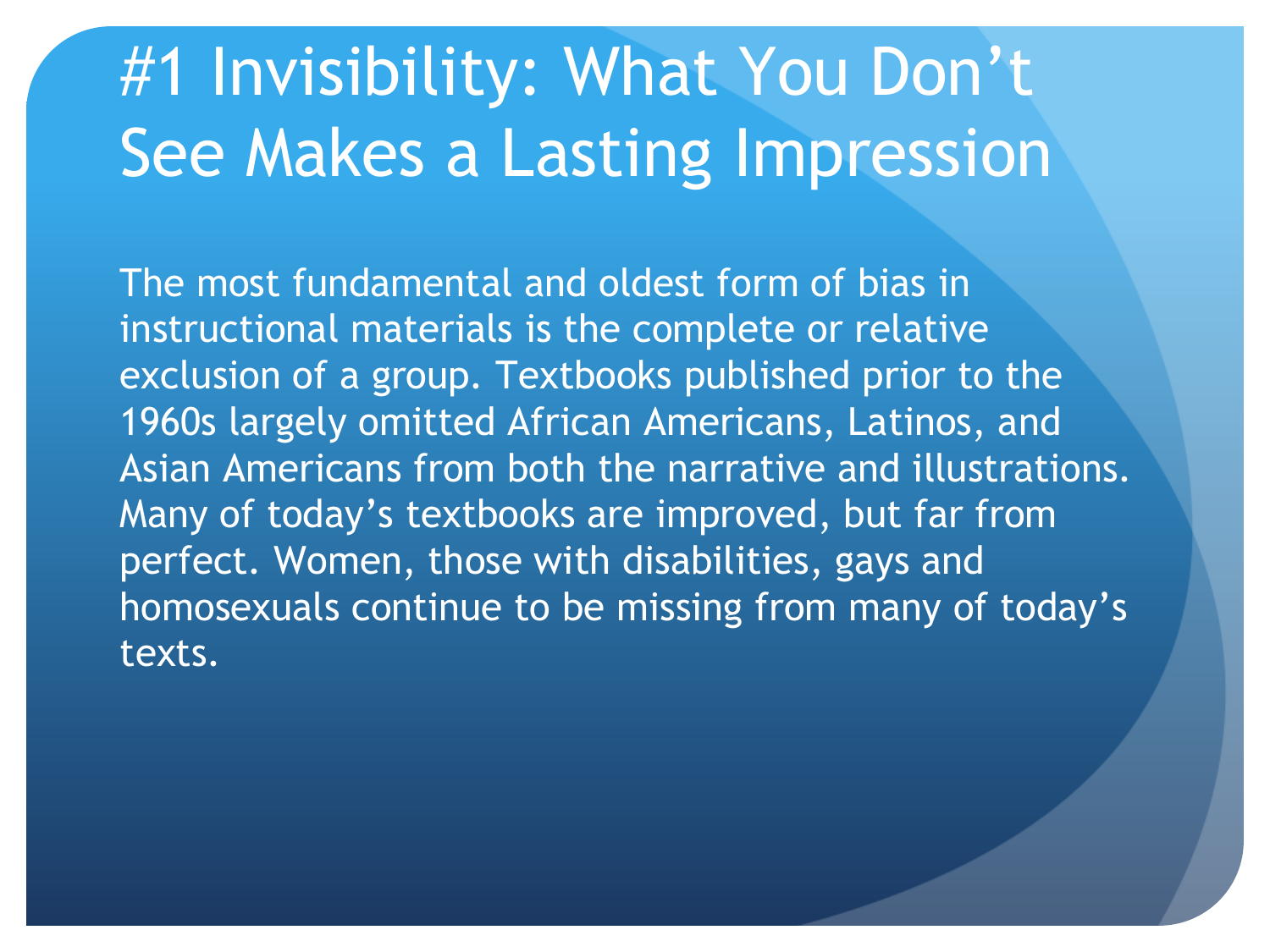# #1 Invisibility: What You Don’t See Makes a Lasting Impression

The most fundamental and oldest form of bias in instructional materials is the complete or relative exclusion of a group. Textbooks published prior to the 1960s largely omitted African Americans, Latinos, and Asian Americans from both the narrative and illustrations. Many of today’s textbooks are improved, but far from perfect. Women, those with disabilities, gays and homosexuals continue to be missing from many of today’s texts.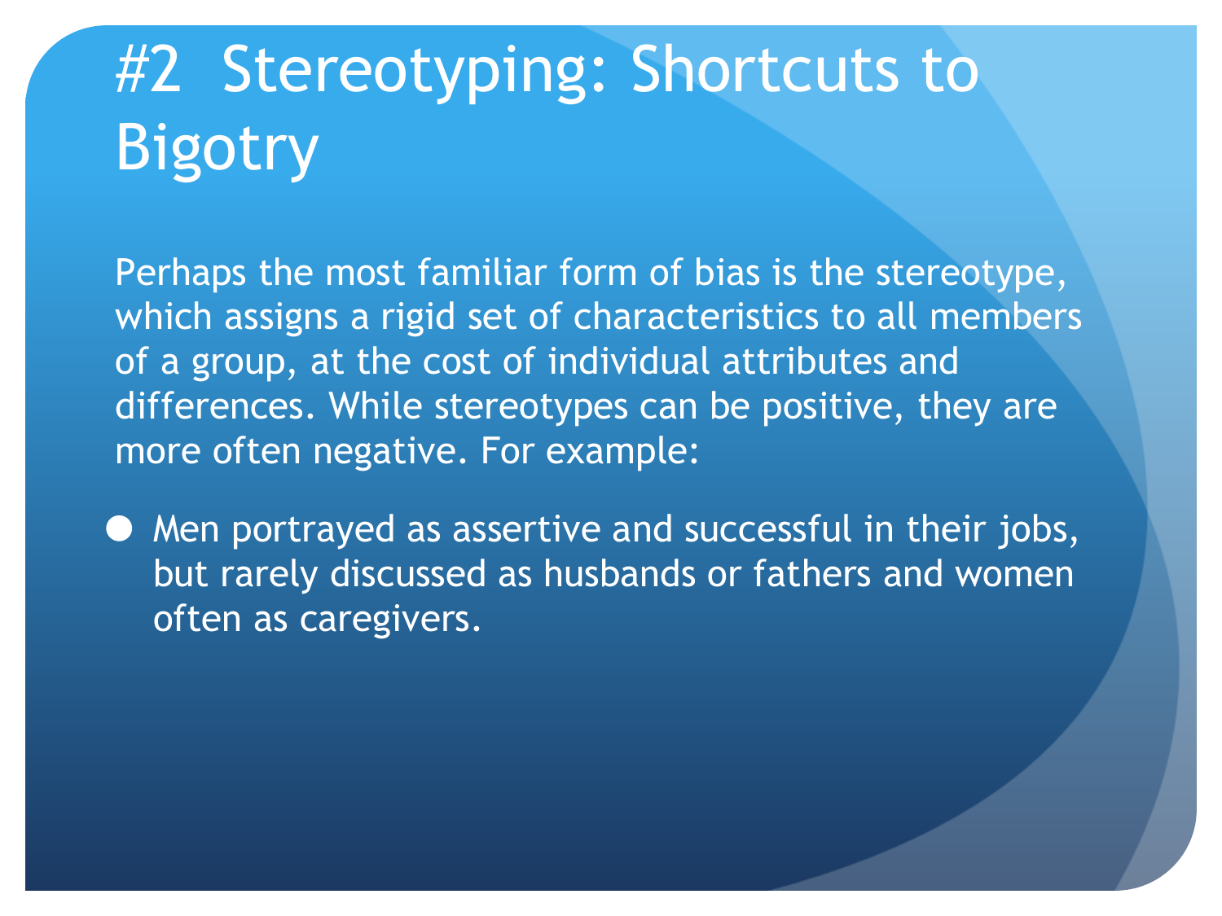# #2 Stereotyping: Shortcuts to Bigotry

Perhaps the most familiar form of bias is the stereotype, which assigns a rigid set of characteristics to all members of a group, at the cost of individual attributes and differences. While stereotypes can be positive, they are more often negative. For example:

- Men portrayed as assertive and successful in their jobs, but rarely discussed as husbands or fathers and women often as caregivers.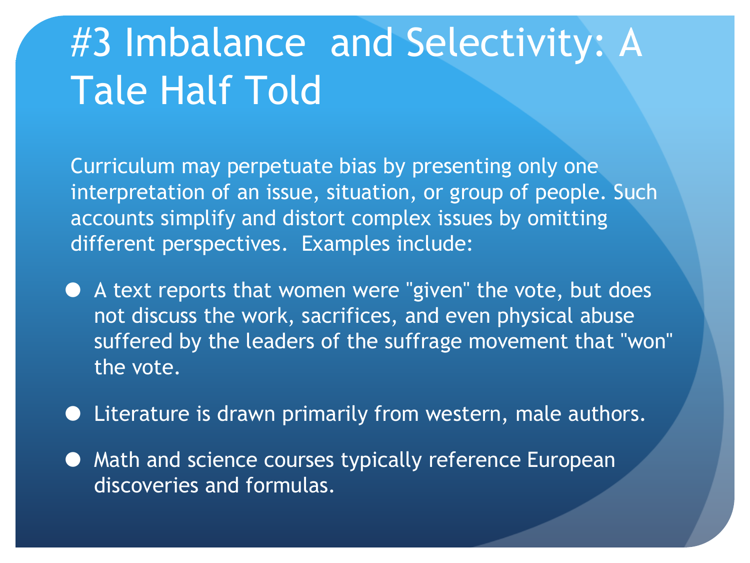# #3 Imbalance and Selectivity: A Tale Half Told

Curriculum may perpetuate bias by presenting only one interpretation of an issue, situation, or group of people. Such accounts simplify and distort complex issues by omitting different perspectives. Examples include:

- A text reports that women were "given" the vote, but does not discuss the work, sacrifices, and even physical abuse suffered by the leaders of the suffrage movement that "won" the vote.
- Literature is drawn primarily from western, male authors.
- Math and science courses typically reference European discoveries and formulas.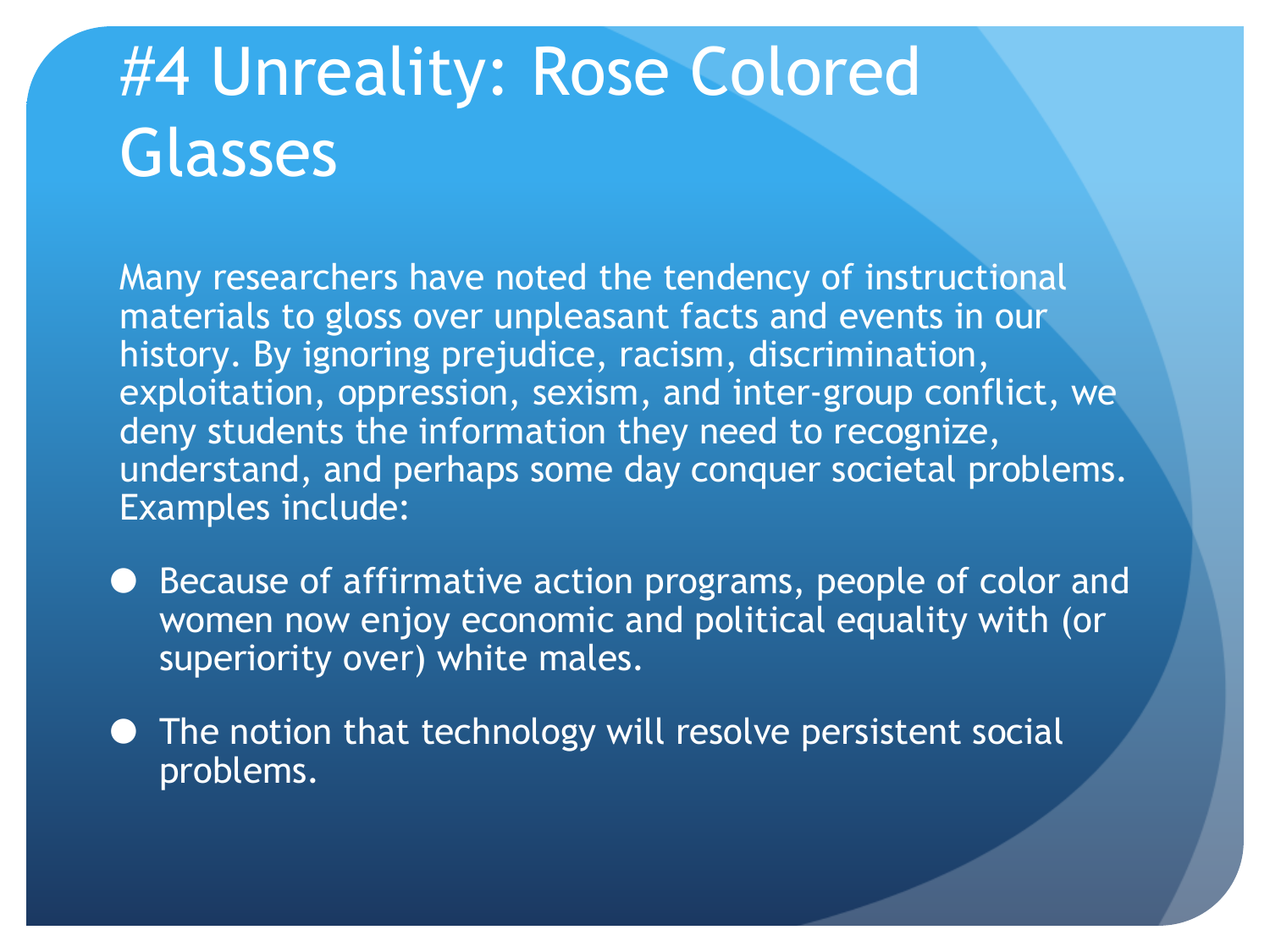# #4 Unreality: Rose Colored Glasses

Many researchers have noted the tendency of instructional materials to gloss over unpleasant facts and events in our history. By ignoring prejudice, racism, discrimination, exploitation, oppression, sexism, and inter-group conflict, we deny students the information they need to recognize, understand, and perhaps some day conquer societal problems. Examples include:

- Because of affirmative action programs, people of color and women now enjoy economic and political equality with (or superiority over) white males.
- The notion that technology will resolve persistent social problems.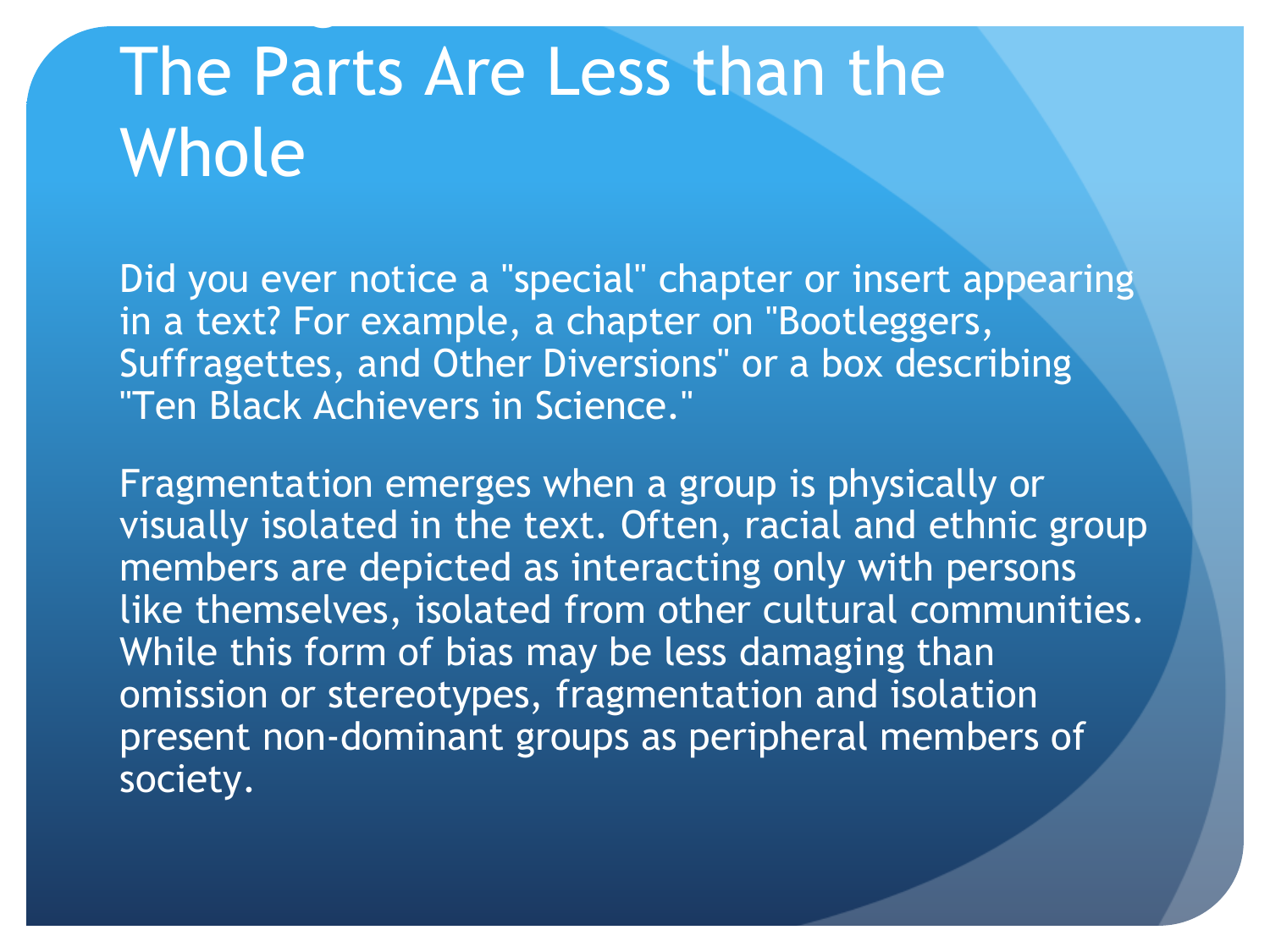# The Parts Are Less than the Whole

Did you ever notice a "special" chapter or insert appearing in a text? For example, a chapter on "Bootleggers, Suffragettes, and Other Diversions" or a box describing "Ten Black Achievers in Science."

Fragmentation emerges when a group is physically or visually isolated in the text. Often, racial and ethnic group members are depicted as interacting only with persons like themselves, isolated from other cultural communities. While this form of bias may be less damaging than omission or stereotypes, fragmentation and isolation present non-dominant groups as peripheral members of society.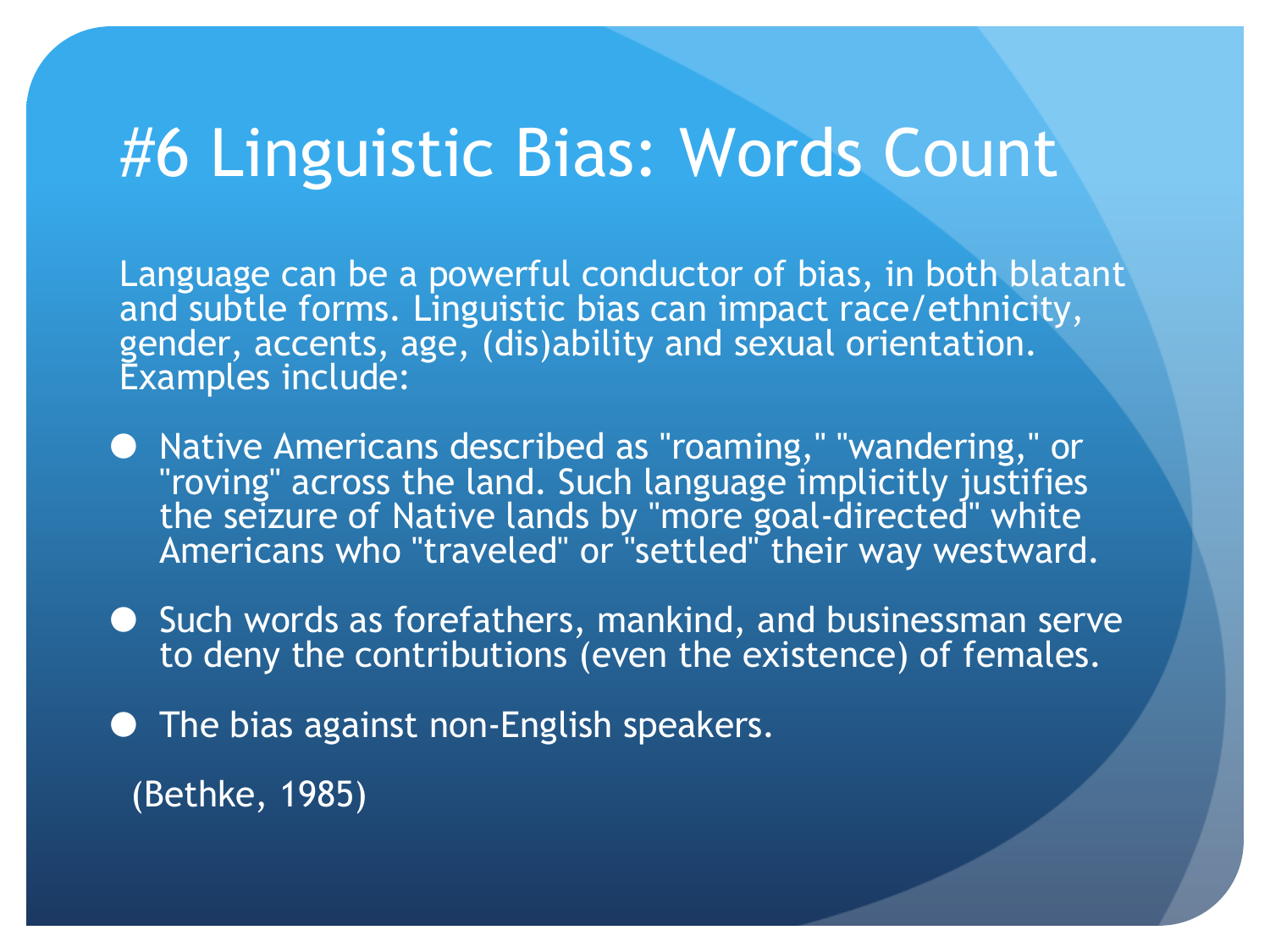# #6 Linguistic Bias: Words Count

Language can be a powerful conductor of bias, in both blatant and subtle forms. Linguistic bias can impact race/ethnicity, gender, accents, age, (dis)ability and sexual orientation. Examples include:

- Native Americans described as "roaming," "wandering," or "roving" across the land. Such language implicitly justifies the seizure of Native lands by "more goal-directed" white Americans who "traveled" or "settled" their way westward.
- Such words as forefathers, mankind, and businessman serve to deny the contributions (even the existence) of females.
- The bias against non-English speakers.

(Bethke, 1985)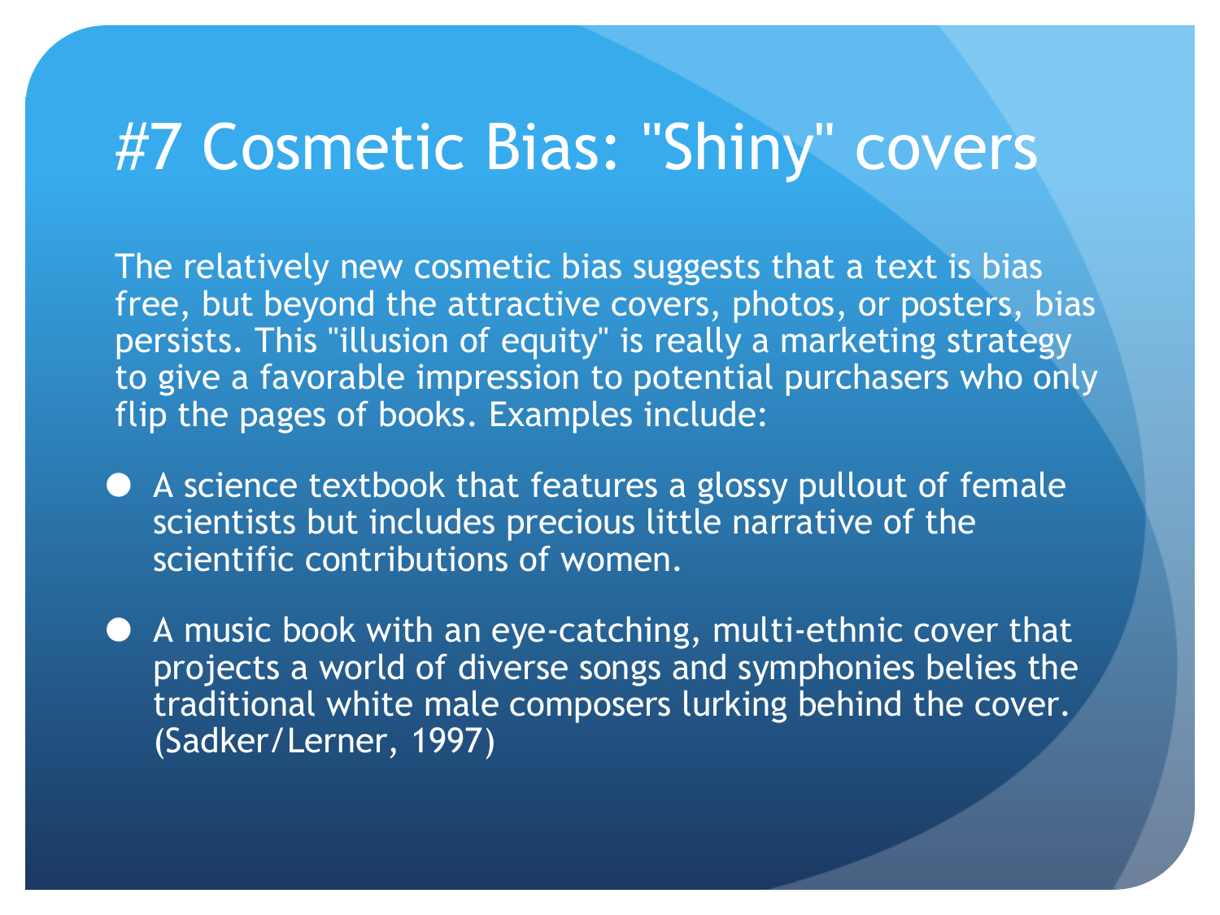# #7 Cosmetic Bias: "Shiny" covers

The relatively new cosmetic bias suggests that a text is bias free, but beyond the attractive covers, photos, or posters, bias persists. This "illusion of equity" is really a marketing strategy to give a favorable impression to potential purchasers who only flip the pages of books. Examples include:

- A science textbook that features a glossy pullout of female scientists but includes precious little narrative of the scientific contributions of women.
- A music book with an eye-catching, multi-ethnic cover that projects a world of diverse songs and symphonies belies the traditional white male composers lurking behind the cover. (Sadker/Lerner, 1997)